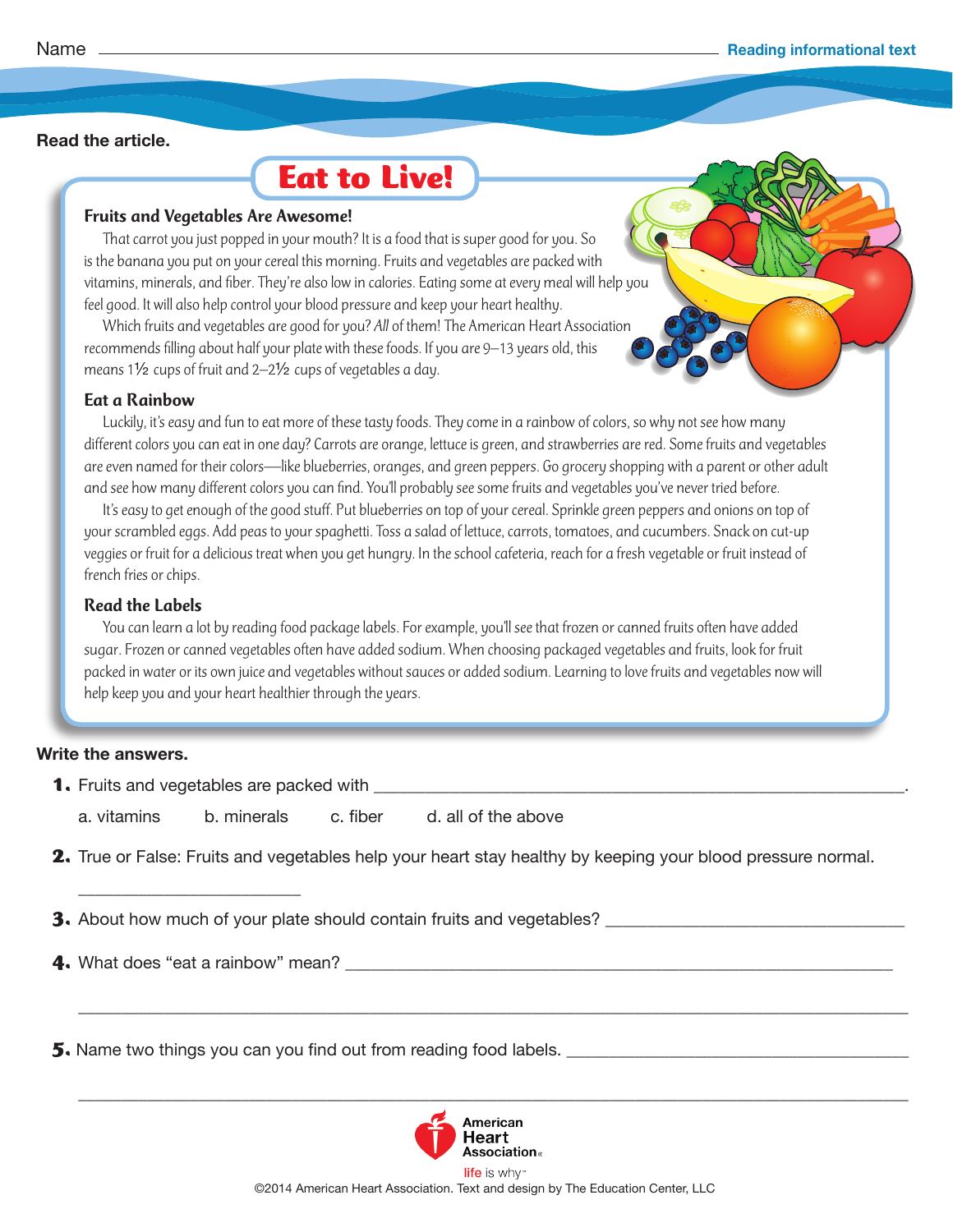Name ______________________________ Reading informational text

**Read the article.**

# Eat to Live!

## Fruits and Vegetables Are Awesome!

That carrot you just popped in your mouth? It is a food that is super good for you. So is the banana you put on your cereal this morning. Fruits and vegetables are packed with vitamins, minerals, and fiber. They're also low in calories. Eating some at every meal will help you feel good. It will also help control your blood pressure and keep your heart healthy.

Which fruits and vegetables are good for you? *All* of them! The American Heart Association recommends filling about half your plate with these foods. If you are 9–13 years old, this means 1½ cups of fruit and 2–2½ cups of vegetables a day.

## Eat a Rainbow

Luckily, it's easy and fun to eat more of these tasty foods. They come in a rainbow of colors, so why not see how many different colors you can eat in one day? Carrots are orange, lettuce is green, and strawberries are red. Some fruits and vegetables are even named for their colors—like blueberries, oranges, and green peppers. Go grocery shopping with a parent or other adult and see how many different colors you can find. You'll probably see some fruits and vegetables you've never tried before.

It's easy to get enough of the good stuff. Put blueberries on top of your cereal. Sprinkle green peppers and onions on top of your scrambled eggs. Add peas to your spaghetti. Toss a salad of lettuce, carrots, tomatoes, and cucumbers. Snack on cut-up veggies or fruit for a delicious treat when you get hungry. In the school cafeteria, reach for a fresh vegetable or fruit instead of french fries or chips.

## Read the Labels

You can learn a lot by reading food package labels. For example, you'll see that frozen or canned fruits often have added sugar. Frozen or canned vegetables often have added sodium. When choosing packaged vegetables and fruits, look for fruit packed in water or its own juice and vegetables without sauces or added sodium. Learning to love fruits and vegetables now will help keep you and your heart healthier through the years.

**Write the answers.**

1. Fruits and vegetables are packed with ______________________________.

   a. vitamins  b. minerals  c. fiber  d. all of the above

2. True or False: Fruits and vegetables help your heart stay healthy by keeping your blood pressure normal.

   ______________________

3. About how much of your plate should contain fruits and vegetables? ______________________

4. What does "eat a rainbow" mean? ______________________________

   ______________________________________________________________

5. Name two things you can you find out from reading food labels. ______________________

   ______________________________________________________________

American Heart Association
life is why™

©2014 American Heart Association. Text and design by The Education Center, LLC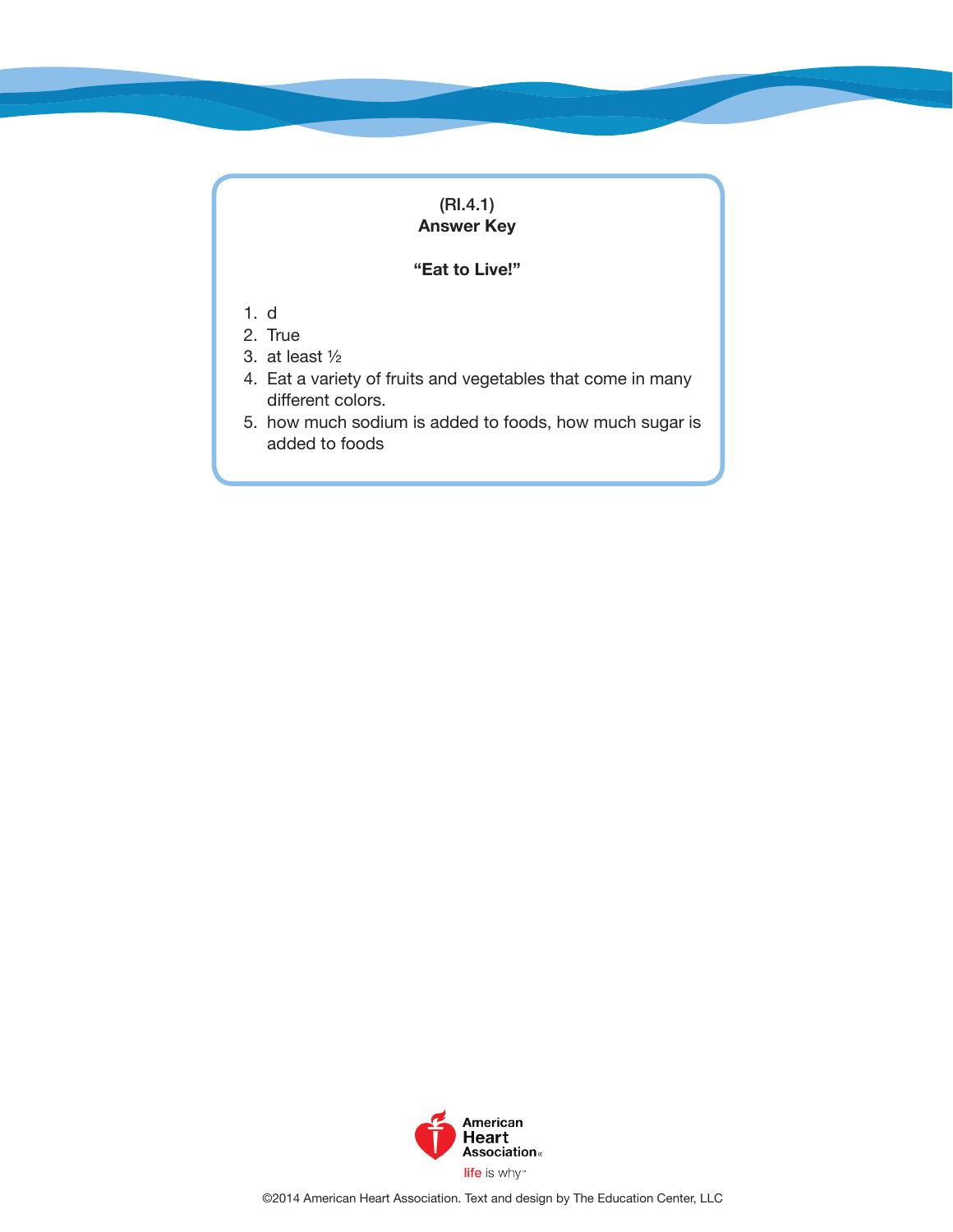(RI.4.1)

**Answer Key**

**"Eat to Live!"**

1. d
2. True
3. at least ½
4. Eat a variety of fruits and vegetables that come in many different colors.
5. how much sodium is added to foods, how much sugar is added to foods

American Heart Association®

life is why™

©2014 American Heart Association. Text and design by The Education Center, LLC